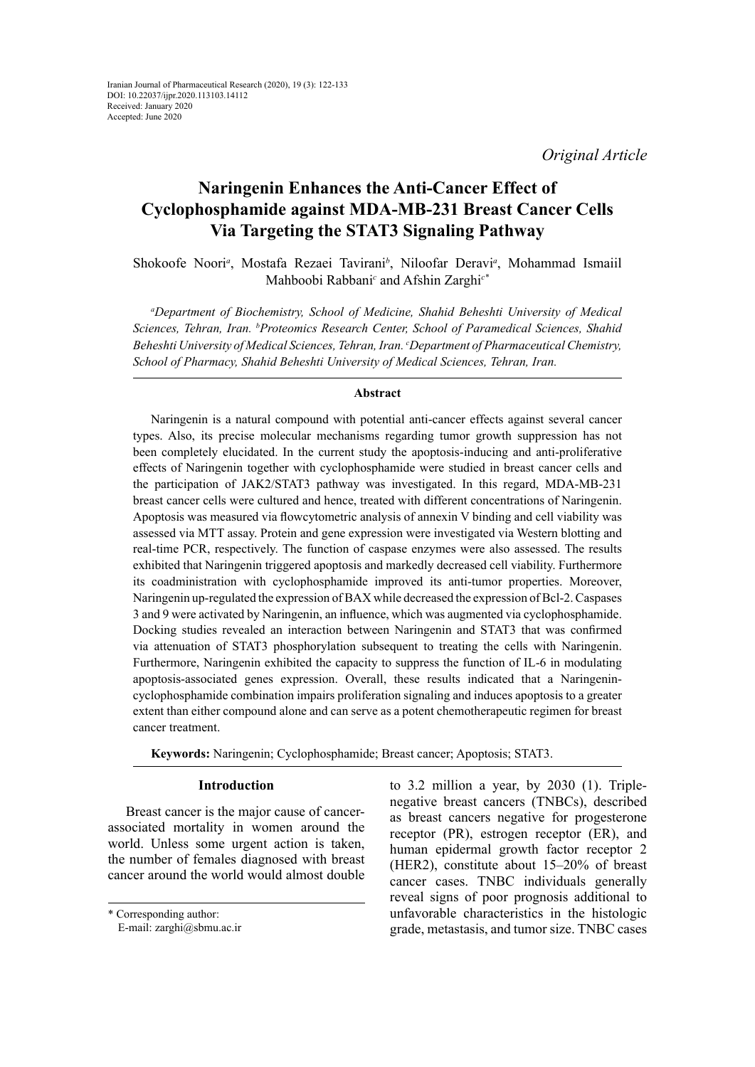Iranian Journal of Pharmaceutical Research (2020), 19 (3): 122-133
DOI: 10.22037/ijpr.2020.113103.14112
Received: January 2020
Accepted: June 2020

*Original Article*

# Naringenin Enhances the Anti-Cancer Effect of Cyclophosphamide against MDA-MB-231 Breast Cancer Cells Via Targeting the STAT3 Signaling Pathway

Shokoofe Noori[a], Mostafa Rezaei Tavirani[b], Niloofar Deravi[a], Mohammad Ismaiil Mahboobi Rabbani[c] and Afshin Zarghi[c*]

[a]*Department of Biochemistry, School of Medicine, Shahid Beheshti University of Medical Sciences, Tehran, Iran.* [b]*Proteomics Research Center, School of Paramedical Sciences, Shahid Beheshti University of Medical Sciences, Tehran, Iran.* [c]*Department of Pharmaceutical Chemistry, School of Pharmacy, Shahid Beheshti University of Medical Sciences, Tehran, Iran.*

## Abstract

Naringenin is a natural compound with potential anti-cancer effects against several cancer types. Also, its precise molecular mechanisms regarding tumor growth suppression has not been completely elucidated. In the current study the apoptosis-inducing and anti-proliferative effects of Naringenin together with cyclophosphamide were studied in breast cancer cells and the participation of JAK2/STAT3 pathway was investigated. In this regard, MDA-MB-231 breast cancer cells were cultured and hence, treated with different concentrations of Naringenin. Apoptosis was measured via flowcytometric analysis of annexin V binding and cell viability was assessed via MTT assay. Protein and gene expression were investigated via Western blotting and real-time PCR, respectively. The function of caspase enzymes were also assessed. The results exhibited that Naringenin triggered apoptosis and markedly decreased cell viability. Furthermore its coadministration with cyclophosphamide improved its anti-tumor properties. Moreover, Naringenin up-regulated the expression of BAX while decreased the expression of Bcl-2. Caspases 3 and 9 were activated by Naringenin, an influence, which was augmented via cyclophosphamide. Docking studies revealed an interaction between Naringenin and STAT3 that was confirmed via attenuation of STAT3 phosphorylation subsequent to treating the cells with Naringenin. Furthermore, Naringenin exhibited the capacity to suppress the function of IL-6 in modulating apoptosis-associated genes expression. Overall, these results indicated that a Naringenin-cyclophosphamide combination impairs proliferation signaling and induces apoptosis to a greater extent than either compound alone and can serve as a potent chemotherapeutic regimen for breast cancer treatment.

**Keywords:** Naringenin; Cyclophosphamide; Breast cancer; Apoptosis; STAT3.

## Introduction

Breast cancer is the major cause of cancer-associated mortality in women around the world. Unless some urgent action is taken, the number of females diagnosed with breast cancer around the world would almost double to 3.2 million a year, by 2030 (1). Triple-negative breast cancers (TNBCs), described as breast cancers negative for progesterone receptor (PR), estrogen receptor (ER), and human epidermal growth factor receptor 2 (HER2), constitute about 15–20% of breast cancer cases. TNBC individuals generally reveal signs of poor prognosis additional to unfavorable characteristics in the histologic grade, metastasis, and tumor size. TNBC cases

\* Corresponding author:
E-mail: zarghi@sbmu.ac.ir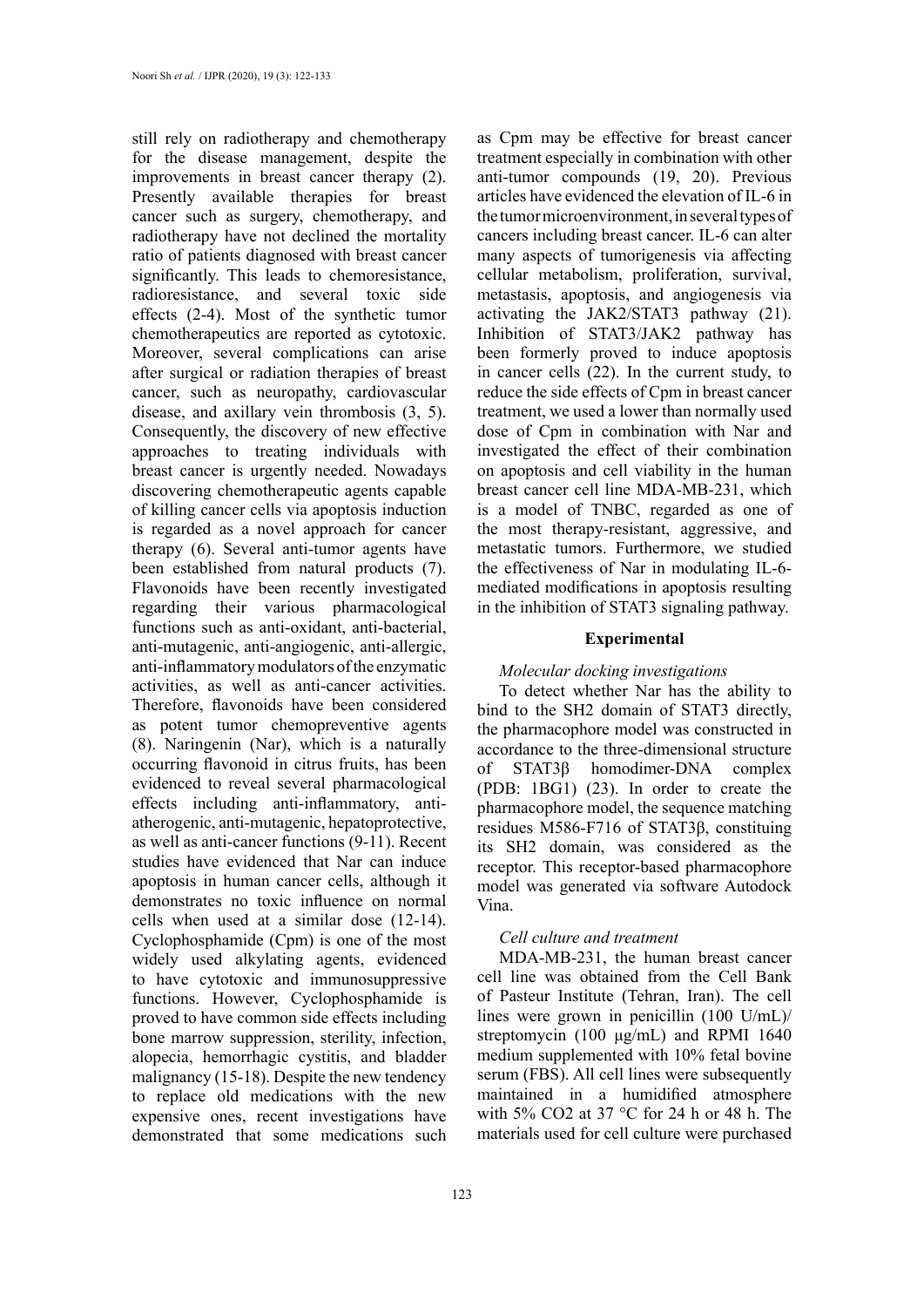still rely on radiotherapy and chemotherapy for the disease management, despite the improvements in breast cancer therapy (2). Presently available therapies for breast cancer such as surgery, chemotherapy, and radiotherapy have not declined the mortality ratio of patients diagnosed with breast cancer significantly. This leads to chemoresistance, radioresistance, and several toxic side effects (2-4). Most of the synthetic tumor chemotherapeutics are reported as cytotoxic. Moreover, several complications can arise after surgical or radiation therapies of breast cancer, such as neuropathy, cardiovascular disease, and axillary vein thrombosis (3, 5). Consequently, the discovery of new effective approaches to treating individuals with breast cancer is urgently needed. Nowadays discovering chemotherapeutic agents capable of killing cancer cells via apoptosis induction is regarded as a novel approach for cancer therapy (6). Several anti-tumor agents have been established from natural products (7). Flavonoids have been recently investigated regarding their various pharmacological functions such as anti-oxidant, anti-bacterial, anti-mutagenic, anti-angiogenic, anti-allergic, anti-inflammatory modulators of the enzymatic activities, as well as anti-cancer activities. Therefore, flavonoids have been considered as potent tumor chemopreventive agents (8). Naringenin (Nar), which is a naturally occurring flavonoid in citrus fruits, has been evidenced to reveal several pharmacological effects including anti-inflammatory, anti-atherogenic, anti-mutagenic, hepatoprotective, as well as anti-cancer functions (9-11). Recent studies have evidenced that Nar can induce apoptosis in human cancer cells, although it demonstrates no toxic influence on normal cells when used at a similar dose (12-14). Cyclophosphamide (Cpm) is one of the most widely used alkylating agents, evidenced to have cytotoxic and immunosuppressive functions. However, Cyclophosphamide is proved to have common side effects including bone marrow suppression, sterility, infection, alopecia, hemorrhagic cystitis, and bladder malignancy (15-18). Despite the new tendency to replace old medications with the new expensive ones, recent investigations have demonstrated that some medications such as Cpm may be effective for breast cancer treatment especially in combination with other anti-tumor compounds (19, 20). Previous articles have evidenced the elevation of IL-6 in the tumor microenvironment, in several types of cancers including breast cancer. IL-6 can alter many aspects of tumorigenesis via affecting cellular metabolism, proliferation, survival, metastasis, apoptosis, and angiogenesis via activating the JAK2/STAT3 pathway (21). Inhibition of STAT3/JAK2 pathway has been formerly proved to induce apoptosis in cancer cells (22). In the current study, to reduce the side effects of Cpm in breast cancer treatment, we used a lower than normally used dose of Cpm in combination with Nar and investigated the effect of their combination on apoptosis and cell viability in the human breast cancer cell line MDA-MB-231, which is a model of TNBC, regarded as one of the most therapy-resistant, aggressive, and metastatic tumors. Furthermore, we studied the effectiveness of Nar in modulating IL-6-mediated modifications in apoptosis resulting in the inhibition of STAT3 signaling pathway.

## Experimental

### *Molecular docking investigations*

To detect whether Nar has the ability to bind to the SH2 domain of STAT3 directly, the pharmacophore model was constructed in accordance to the three-dimensional structure of STAT3β homodimer-DNA complex (PDB: 1BG1) (23). In order to create the pharmacophore model, the sequence matching residues M586-F716 of STAT3β, constituing its SH2 domain, was considered as the receptor. This receptor-based pharmacophore model was generated via software Autodock Vina.

### *Cell culture and treatment*

MDA-MB-231, the human breast cancer cell line was obtained from the Cell Bank of Pasteur Institute (Tehran, Iran). The cell lines were grown in penicillin (100 U/mL)/streptomycin (100 μg/mL) and RPMI 1640 medium supplemented with 10% fetal bovine serum (FBS). All cell lines were subsequently maintained in a humidified atmosphere with 5% $CO_2$ at 37 °C for 24 h or 48 h. The materials used for cell culture were purchased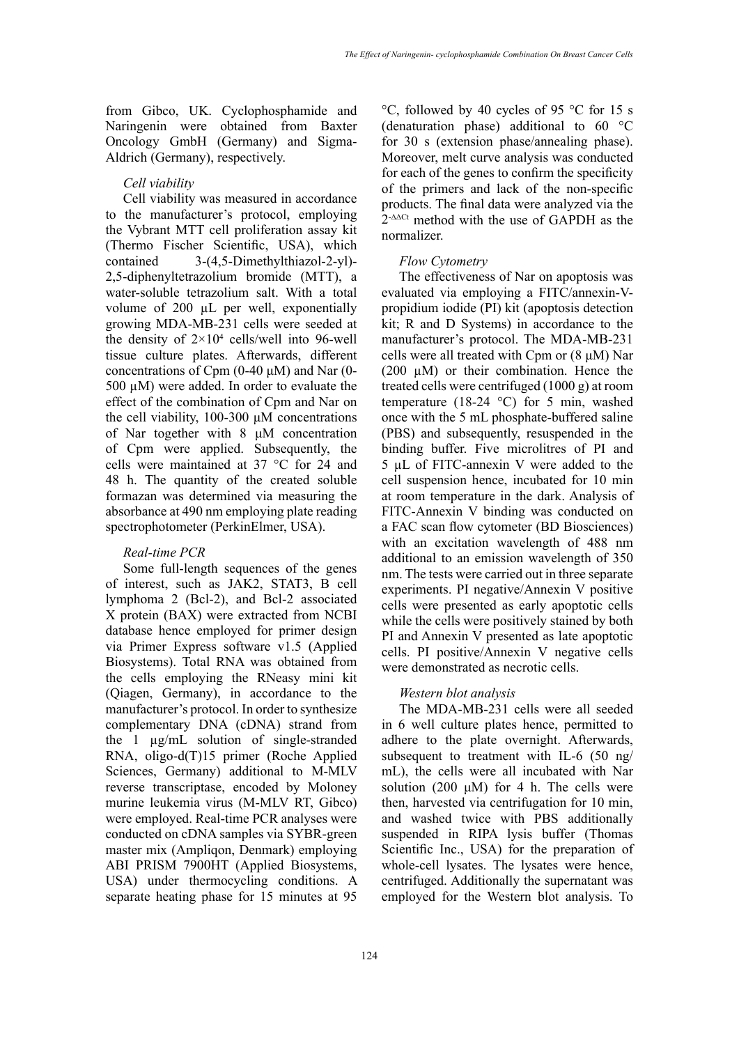from Gibco, UK. Cyclophosphamide and Naringenin were obtained from Baxter Oncology GmbH (Germany) and Sigma-Aldrich (Germany), respectively.

### *Cell viability*

Cell viability was measured in accordance to the manufacturer's protocol, employing the Vybrant MTT cell proliferation assay kit (Thermo Fischer Scientific, USA), which contained 3-(4,5-Dimethylthiazol-2-yl)-2,5-diphenyltetrazolium bromide (MTT), a water-soluble tetrazolium salt. With a total volume of 200 µL per well, exponentially growing MDA-MB-231 cells were seeded at the density of $2 \times 10^4$ cells/well into 96-well tissue culture plates. Afterwards, different concentrations of Cpm (0-40 µM) and Nar (0-500 µM) were added. In order to evaluate the effect of the combination of Cpm and Nar on the cell viability, 100-300 µM concentrations of Nar together with 8 µM concentration of Cpm were applied. Subsequently, the cells were maintained at 37 °C for 24 and 48 h. The quantity of the created soluble formazan was determined via measuring the absorbance at 490 nm employing plate reading spectrophotometer (PerkinElmer, USA).

### *Real-time PCR*

Some full-length sequences of the genes of interest, such as JAK2, STAT3, B cell lymphoma 2 (Bcl-2), and Bcl-2 associated X protein (BAX) were extracted from NCBI database hence employed for primer design via Primer Express software v1.5 (Applied Biosystems). Total RNA was obtained from the cells employing the RNeasy mini kit (Qiagen, Germany), in accordance to the manufacturer's protocol. In order to synthesize complementary DNA (cDNA) strand from the 1 µg/mL solution of single-stranded RNA, oligo-d(T)15 primer (Roche Applied Sciences, Germany) additional to M-MLV reverse transcriptase, encoded by Moloney murine leukemia virus (M-MLV RT, Gibco) were employed. Real-time PCR analyses were conducted on cDNA samples via SYBR-green master mix (Ampliqon, Denmark) employing ABI PRISM 7900HT (Applied Biosystems, USA) under thermocycling conditions. A separate heating phase for 15 minutes at 95 °C, followed by 40 cycles of 95 °C for 15 s (denaturation phase) additional to 60 °C for 30 s (extension phase/annealing phase). Moreover, melt curve analysis was conducted for each of the genes to confirm the specificity of the primers and lack of the non-specific products. The final data were analyzed via the $2^{-\Delta\Delta Ct}$ method with the use of GAPDH as the normalizer.

### *Flow Cytometry*

The effectiveness of Nar on apoptosis was evaluated via employing a FITC/annexin-V-propidium iodide (PI) kit (apoptosis detection kit; R and D Systems) in accordance to the manufacturer's protocol. The MDA-MB-231 cells were all treated with Cpm or (8 µM) Nar (200 µM) or their combination. Hence the treated cells were centrifuged (1000 g) at room temperature (18-24 °C) for 5 min, washed once with the 5 mL phosphate-buffered saline (PBS) and subsequently, resuspended in the binding buffer. Five microlitres of PI and 5 µL of FITC-annexin V were added to the cell suspension hence, incubated for 10 min at room temperature in the dark. Analysis of FITC-Annexin V binding was conducted on a FAC scan flow cytometer (BD Biosciences) with an excitation wavelength of 488 nm additional to an emission wavelength of 350 nm. The tests were carried out in three separate experiments. PI negative/Annexin V positive cells were presented as early apoptotic cells while the cells were positively stained by both PI and Annexin V presented as late apoptotic cells. PI positive/Annexin V negative cells were demonstrated as necrotic cells.

### *Western blot analysis*

The MDA-MB-231 cells were all seeded in 6 well culture plates hence, permitted to adhere to the plate overnight. Afterwards, subsequent to treatment with IL-6 (50 ng/mL), the cells were all incubated with Nar solution (200 µM) for 4 h. The cells were then, harvested via centrifugation for 10 min, and washed twice with PBS additionally suspended in RIPA lysis buffer (Thomas Scientific Inc., USA) for the preparation of whole-cell lysates. The lysates were hence, centrifuged. Additionally the supernatant was employed for the Western blot analysis. To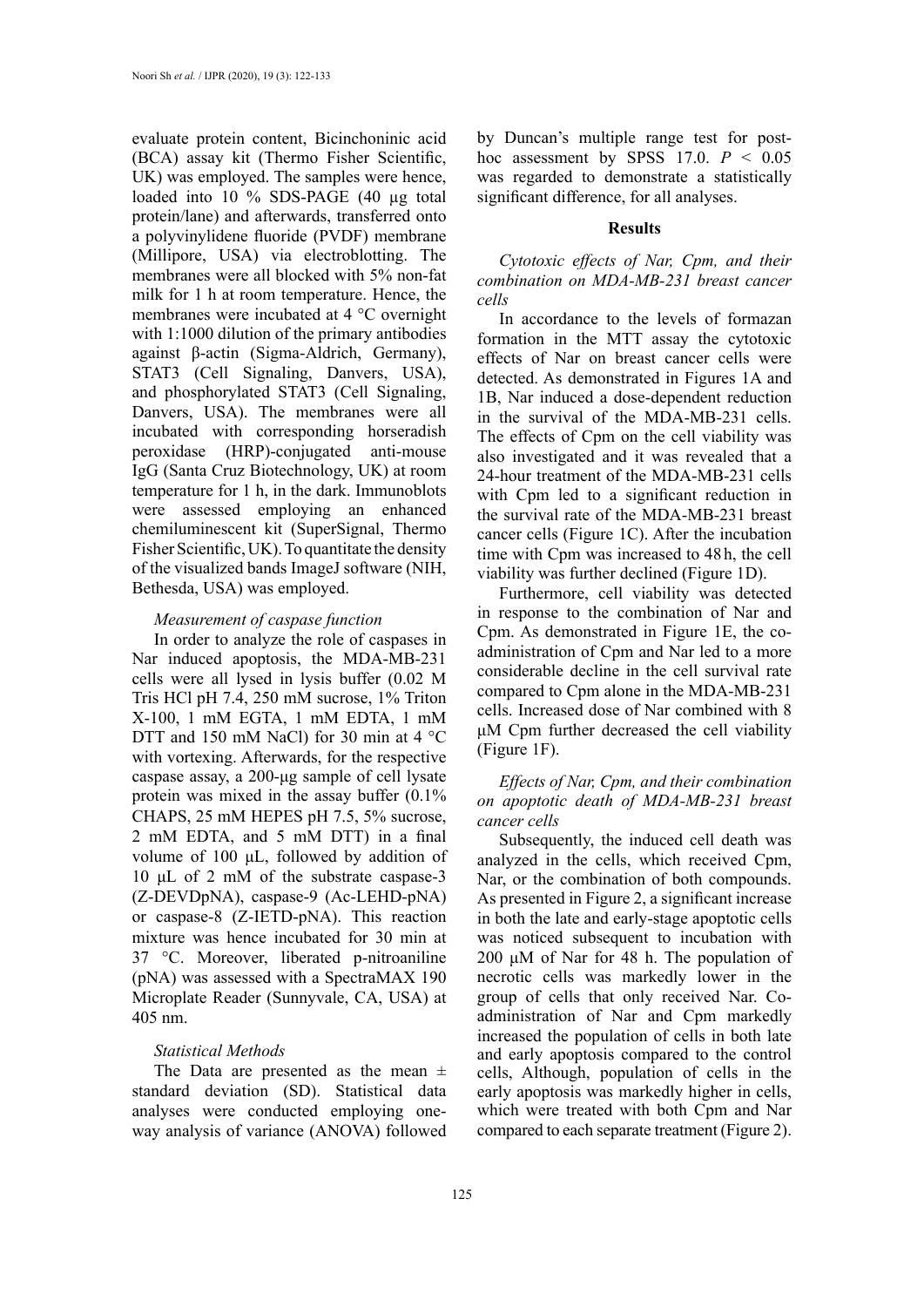evaluate protein content, Bicinchoninic acid (BCA) assay kit (Thermo Fisher Scientific, UK) was employed. The samples were hence, loaded into 10 % SDS-PAGE (40 µg total protein/lane) and afterwards, transferred onto a polyvinylidene fluoride (PVDF) membrane (Millipore, USA) via electroblotting. The membranes were all blocked with 5% non-fat milk for 1 h at room temperature. Hence, the membranes were incubated at 4 °C overnight with 1:1000 dilution of the primary antibodies against β-actin (Sigma-Aldrich, Germany), STAT3 (Cell Signaling, Danvers, USA), and phosphorylated STAT3 (Cell Signaling, Danvers, USA). The membranes were all incubated with corresponding horseradish peroxidase (HRP)-conjugated anti-mouse IgG (Santa Cruz Biotechnology, UK) at room temperature for 1 h, in the dark. Immunoblots were assessed employing an enhanced chemiluminescent kit (SuperSignal, Thermo Fisher Scientific, UK). To quantitate the density of the visualized bands ImageJ software (NIH, Bethesda, USA) was employed.

*Measurement of caspase function*

In order to analyze the role of caspases in Nar induced apoptosis, the MDA-MB-231 cells were all lysed in lysis buffer (0.02 M Tris HCl pH 7.4, 250 mM sucrose, 1% Triton X-100, 1 mM EGTA, 1 mM EDTA, 1 mM DTT and 150 mM NaCl) for 30 min at 4 °C with vortexing. Afterwards, for the respective caspase assay, a 200-µg sample of cell lysate protein was mixed in the assay buffer (0.1% CHAPS, 25 mM HEPES pH 7.5, 5% sucrose, 2 mM EDTA, and 5 mM DTT) in a final volume of 100 µL, followed by addition of 10 µL of 2 mM of the substrate caspase-3 (Z-DEVDpNA), caspase-9 (Ac-LEHD-pNA) or caspase-8 (Z-IETD-pNA). This reaction mixture was hence incubated for 30 min at 37 °C. Moreover, liberated p-nitroaniline (pNA) was assessed with a SpectraMAX 190 Microplate Reader (Sunnyvale, CA, USA) at 405 nm.

*Statistical Methods*

The Data are presented as the mean ± standard deviation (SD). Statistical data analyses were conducted employing one-way analysis of variance (ANOVA) followed by Duncan's multiple range test for post-hoc assessment by SPSS 17.0. $P < 0.05$ was regarded to demonstrate a statistically significant difference, for all analyses.

## Results

*Cytotoxic effects of Nar, Cpm, and their combination on MDA-MB-231 breast cancer cells*

In accordance to the levels of formazan formation in the MTT assay the cytotoxic effects of Nar on breast cancer cells were detected. As demonstrated in Figures 1A and 1B, Nar induced a dose-dependent reduction in the survival of the MDA-MB-231 cells. The effects of Cpm on the cell viability was also investigated and it was revealed that a 24-hour treatment of the MDA-MB-231 cells with Cpm led to a significant reduction in the survival rate of the MDA-MB-231 breast cancer cells (Figure 1C). After the incubation time with Cpm was increased to 48 h, the cell viability was further declined (Figure 1D).

Furthermore, cell viability was detected in response to the combination of Nar and Cpm. As demonstrated in Figure 1E, the co-administration of Cpm and Nar led to a more considerable decline in the cell survival rate compared to Cpm alone in the MDA-MB-231 cells. Increased dose of Nar combined with 8 µM Cpm further decreased the cell viability (Figure 1F).

*Effects of Nar, Cpm, and their combination on apoptotic death of MDA-MB-231 breast cancer cells*

Subsequently, the induced cell death was analyzed in the cells, which received Cpm, Nar, or the combination of both compounds. As presented in Figure 2, a significant increase in both the late and early-stage apoptotic cells was noticed subsequent to incubation with 200 µM of Nar for 48 h. The population of necrotic cells was markedly lower in the group of cells that only received Nar. Co-administration of Nar and Cpm markedly increased the population of cells in both late and early apoptosis compared to the control cells, Although, population of cells in the early apoptosis was markedly higher in cells, which were treated with both Cpm and Nar compared to each separate treatment (Figure 2).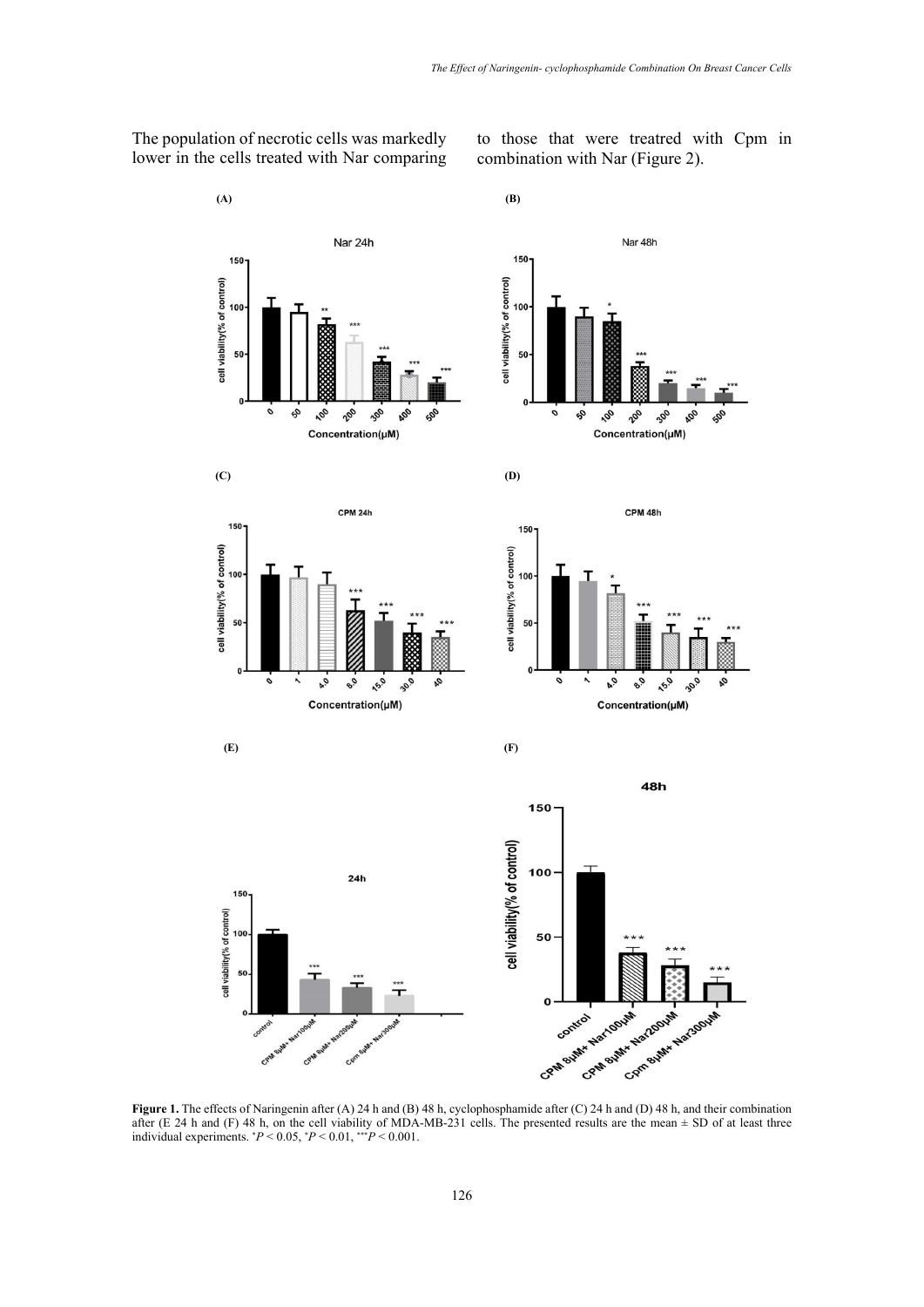The population of necrotic cells was markedly lower in the cells treated with Nar comparing to those that were treatred with Cpm in combination with Nar (Figure 2).

**Figure 1.** The effects of Naringenin after (A) 24 h and (B) 48 h, cyclophosphamide after (C) 24 h and (D) 48 h, and their combination after (E 24 h and (F) 48 h, on the cell viability of MDA-MB-231 cells. The presented results are the mean ± SD of at least three individual experiments. $^{*}P < 0.05$, $^{*}P < 0.01$, $^{***}P < 0.001$.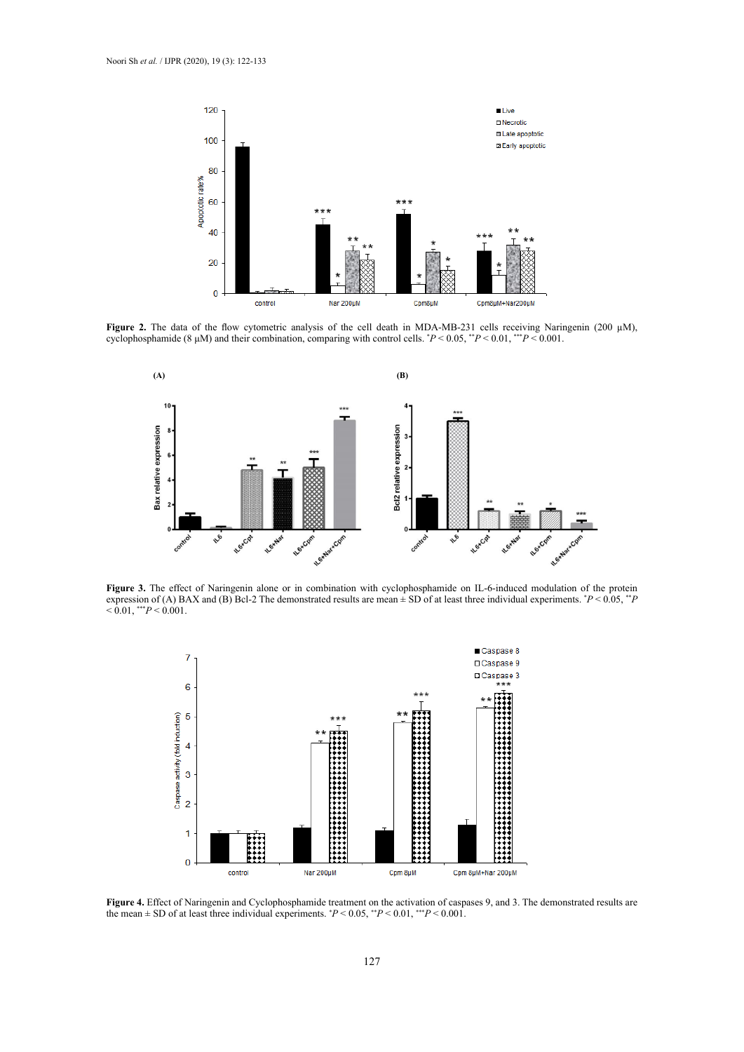**Figure 2.** The data of the flow cytometric analysis of the cell death in MDA-MB-231 cells receiving Naringenin (200 μM), cyclophosphamide (8 μM) and their combination, comparing with control cells. $^{*}P < 0.05$, $^{**}P < 0.01$, $^{***}P < 0.001$.

**Figure 3.** The effect of Naringenin alone or in combination with cyclophosphamide on IL-6-induced modulation of the protein expression of (A) BAX and (B) Bcl-2 The demonstrated results are mean ± SD of at least three individual experiments. $^{*}P < 0.05$, $^{**}P < 0.01$, $^{***}P < 0.001$.

**Figure 4.** Effect of Naringenin and Cyclophosphamide treatment on the activation of caspases 9, and 3. The demonstrated results are the mean ± SD of at least three individual experiments. $^{*}P < 0.05$, $^{**}P < 0.01$, $^{***}P < 0.001$.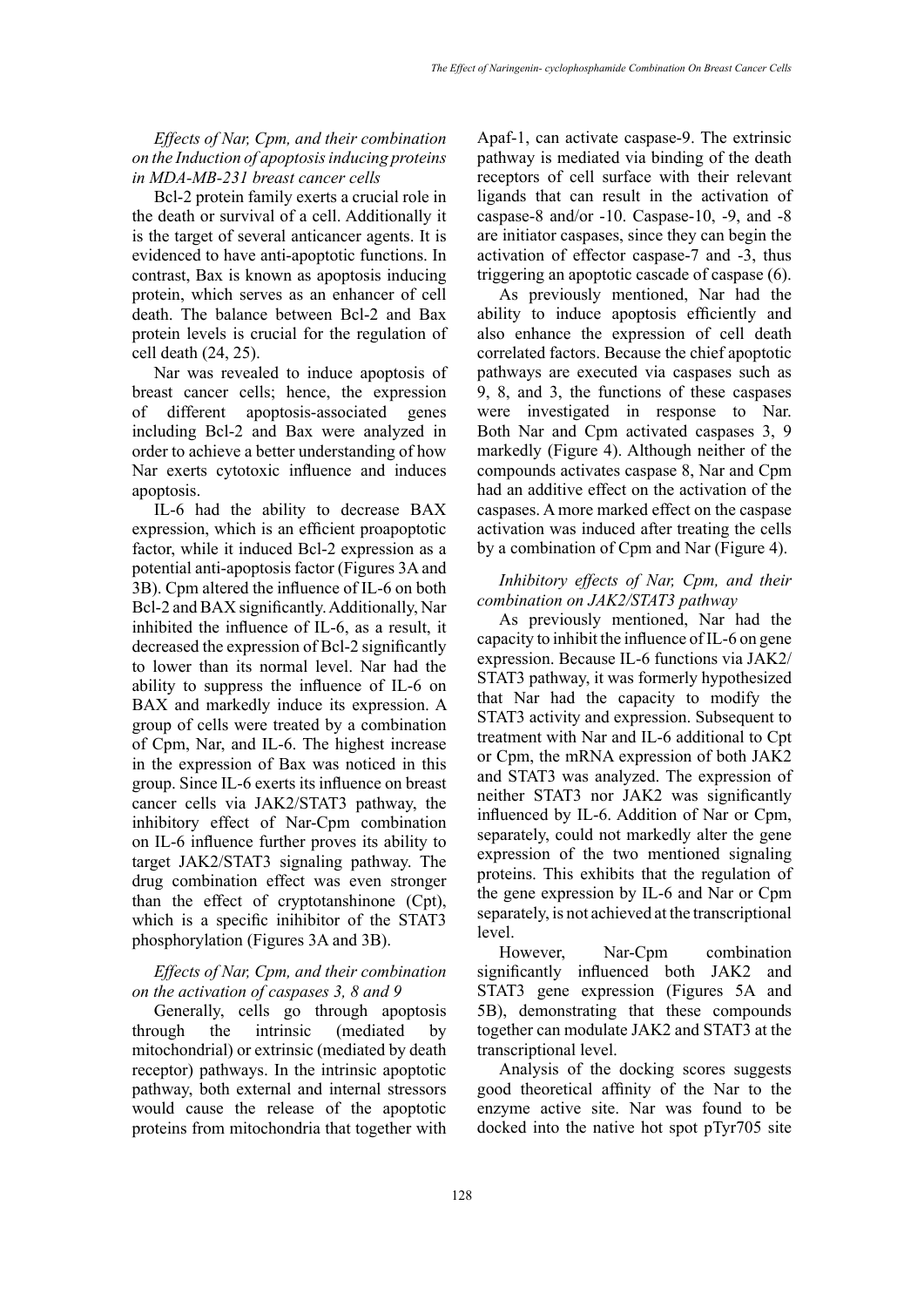*Effects of Nar, Cpm, and their combination on the Induction of apoptosis inducing proteins in MDA-MB-231 breast cancer cells*

Bcl-2 protein family exerts a crucial role in the death or survival of a cell. Additionally it is the target of several anticancer agents. It is evidenced to have anti-apoptotic functions. In contrast, Bax is known as apoptosis inducing protein, which serves as an enhancer of cell death. The balance between Bcl-2 and Bax protein levels is crucial for the regulation of cell death (24, 25).

Nar was revealed to induce apoptosis of breast cancer cells; hence, the expression of different apoptosis-associated genes including Bcl-2 and Bax were analyzed in order to achieve a better understanding of how Nar exerts cytotoxic influence and induces apoptosis.

IL-6 had the ability to decrease BAX expression, which is an efficient proapoptotic factor, while it induced Bcl-2 expression as a potential anti-apoptosis factor (Figures 3A and 3B). Cpm altered the influence of IL-6 on both Bcl-2 and BAX significantly. Additionally, Nar inhibited the influence of IL-6, as a result, it decreased the expression of Bcl-2 significantly to lower than its normal level. Nar had the ability to suppress the influence of IL-6 on BAX and markedly induce its expression. A group of cells were treated by a combination of Cpm, Nar, and IL-6. The highest increase in the expression of Bax was noticed in this group. Since IL-6 exerts its influence on breast cancer cells via JAK2/STAT3 pathway, the inhibitory effect of Nar-Cpm combination on IL-6 influence further proves its ability to target JAK2/STAT3 signaling pathway. The drug combination effect was even stronger than the effect of cryptotanshinone (Cpt), which is a specific inihibitor of the STAT3 phosphorylation (Figures 3A and 3B).

*Effects of Nar, Cpm, and their combination on the activation of caspases 3, 8 and 9*

Generally, cells go through apoptosis through the intrinsic (mediated by mitochondrial) or extrinsic (mediated by death receptor) pathways. In the intrinsic apoptotic pathway, both external and internal stressors would cause the release of the apoptotic proteins from mitochondria that together with Apaf-1, can activate caspase-9. The extrinsic pathway is mediated via binding of the death receptors of cell surface with their relevant ligands that can result in the activation of caspase-8 and/or -10. Caspase-10, -9, and -8 are initiator caspases, since they can begin the activation of effector caspase-7 and -3, thus triggering an apoptotic cascade of caspase (6).

As previously mentioned, Nar had the ability to induce apoptosis efficiently and also enhance the expression of cell death correlated factors. Because the chief apoptotic pathways are executed via caspases such as 9, 8, and 3, the functions of these caspases were investigated in response to Nar. Both Nar and Cpm activated caspases 3, 9 markedly (Figure 4). Although neither of the compounds activates caspase 8, Nar and Cpm had an additive effect on the activation of the caspases. A more marked effect on the caspase activation was induced after treating the cells by a combination of Cpm and Nar (Figure 4).

*Inhibitory effects of Nar, Cpm, and their combination on JAK2/STAT3 pathway*

As previously mentioned, Nar had the capacity to inhibit the influence of IL-6 on gene expression. Because IL-6 functions via JAK2/STAT3 pathway, it was formerly hypothesized that Nar had the capacity to modify the STAT3 activity and expression. Subsequent to treatment with Nar and IL-6 additional to Cpt or Cpm, the mRNA expression of both JAK2 and STAT3 was analyzed. The expression of neither STAT3 nor JAK2 was significantly influenced by IL-6. Addition of Nar or Cpm, separately, could not markedly alter the gene expression of the two mentioned signaling proteins. This exhibits that the regulation of the gene expression by IL-6 and Nar or Cpm separately, is not achieved at the transcriptional level.

However, Nar-Cpm combination significantly influenced both JAK2 and STAT3 gene expression (Figures 5A and 5B), demonstrating that these compounds together can modulate JAK2 and STAT3 at the transcriptional level.

Analysis of the docking scores suggests good theoretical affinity of the Nar to the enzyme active site. Nar was found to be docked into the native hot spot pTyr705 site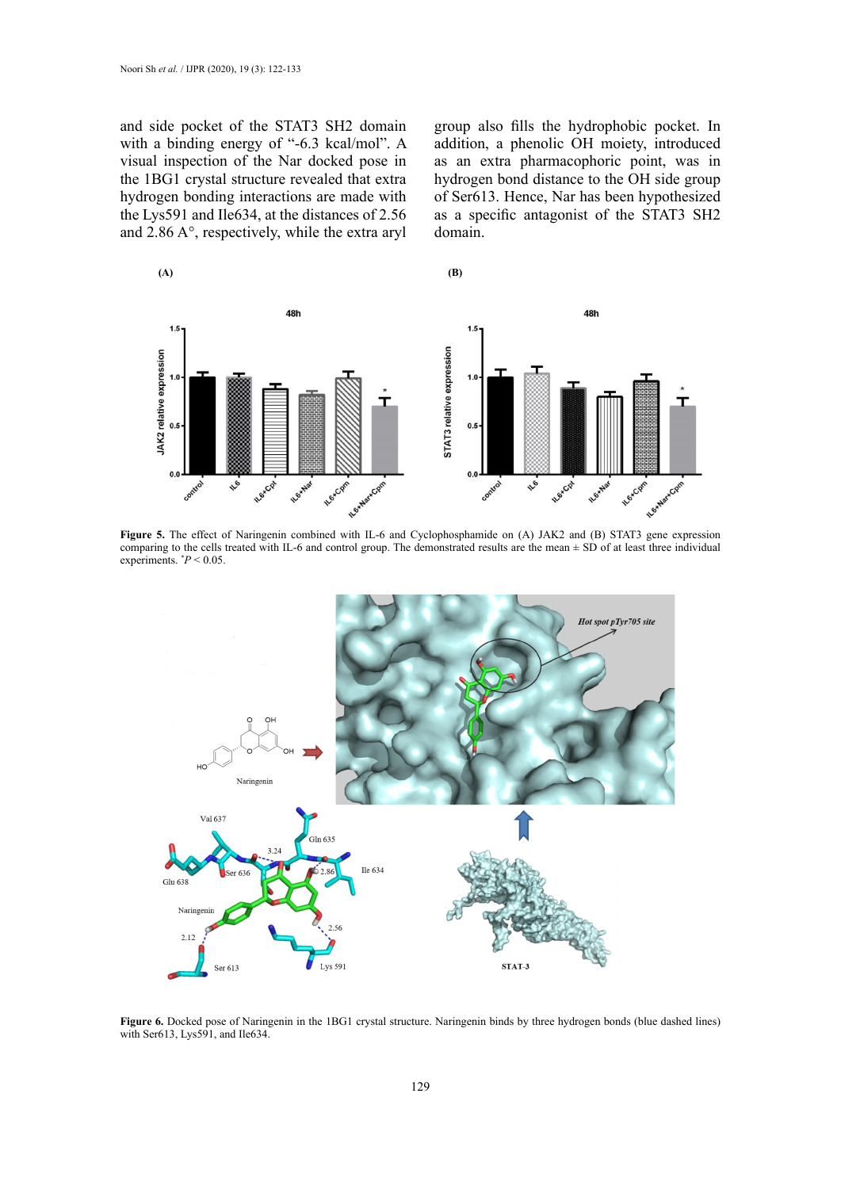and side pocket of the STAT3 SH2 domain with a binding energy of "-6.3 kcal/mol". A visual inspection of the Nar docked pose in the 1BG1 crystal structure revealed that extra hydrogen bonding interactions are made with the Lys591 and Ile634, at the distances of 2.56 and 2.86 A°, respectively, while the extra aryl group also fills the hydrophobic pocket. In addition, a phenolic OH moiety, introduced as an extra pharmacophoric point, was in hydrogen bond distance to the OH side group of Ser613. Hence, Nar has been hypothesized as a specific antagonist of the STAT3 SH2 domain.

**Figure 5.** The effect of Naringenin combined with IL-6 and Cyclophosphamide on (A) JAK2 and (B) STAT3 gene expression comparing to the cells treated with IL-6 and control group. The demonstrated results are the mean ± SD of at least three individual experiments. $^{*}P < 0.05$.

**Figure 6.** Docked pose of Naringenin in the 1BG1 crystal structure. Naringenin binds by three hydrogen bonds (blue dashed lines) with Ser613, Lys591, and Ile634.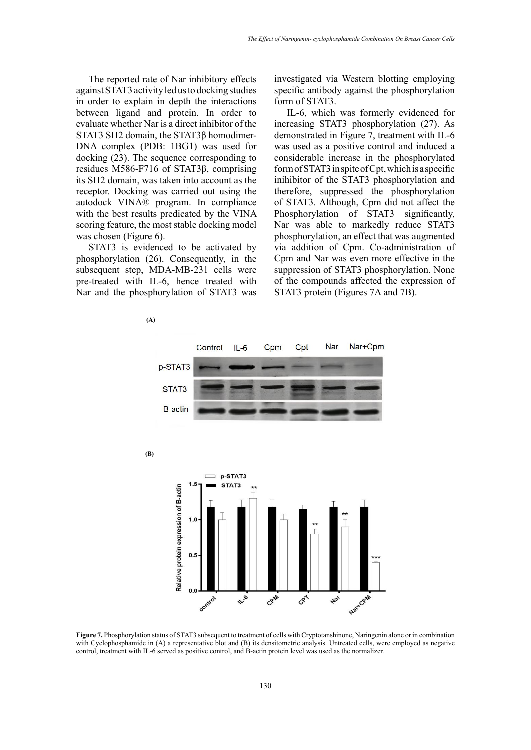The reported rate of Nar inhibitory effects against STAT3 activity led us to docking studies in order to explain in depth the interactions between ligand and protein. In order to evaluate whether Nar is a direct inhibitor of the STAT3 SH2 domain, the STAT3β homodimer-DNA complex (PDB: 1BG1) was used for docking (23). The sequence corresponding to residues M586-F716 of STAT3β, comprising its SH2 domain, was taken into account as the receptor. Docking was carried out using the autodock VINA® program. In compliance with the best results predicated by the VINA scoring feature, the most stable docking model was chosen (Figure 6).

STAT3 is evidenced to be activated by phosphorylation (26). Consequently, in the subsequent step, MDA-MB-231 cells were pre-treated with IL-6, hence treated with Nar and the phosphorylation of STAT3 was investigated via Western blotting employing specific antibody against the phosphorylation form of STAT3.

IL-6, which was formerly evidenced for increasing STAT3 phosphorylation (27). As demonstrated in Figure 7, treatment with IL-6 was used as a positive control and induced a considerable increase in the phosphorylated form of STAT3 in spite of Cpt, which is a specific inihibitor of the STAT3 phosphorylation and therefore, suppressed the phosphorylation of STAT3. Although, Cpm did not affect the Phosphorylation of STAT3 significantly, Nar was able to markedly reduce STAT3 phosphorylation, an effect that was augmented via addition of Cpm. Co-administration of Cpm and Nar was even more effective in the suppression of STAT3 phosphorylation. None of the compounds affected the expression of STAT3 protein (Figures 7A and 7B).

**Figure 7.** Phosphorylation status of STAT3 subsequent to treatment of cells with Cryptotanshinone, Naringenin alone or in combination with Cyclophosphamide in (A) a representative blot and (B) its densitometric analysis. Untreated cells, were employed as negative control, treatment with IL-6 served as positive control, and B-actin protein level was used as the normalizer.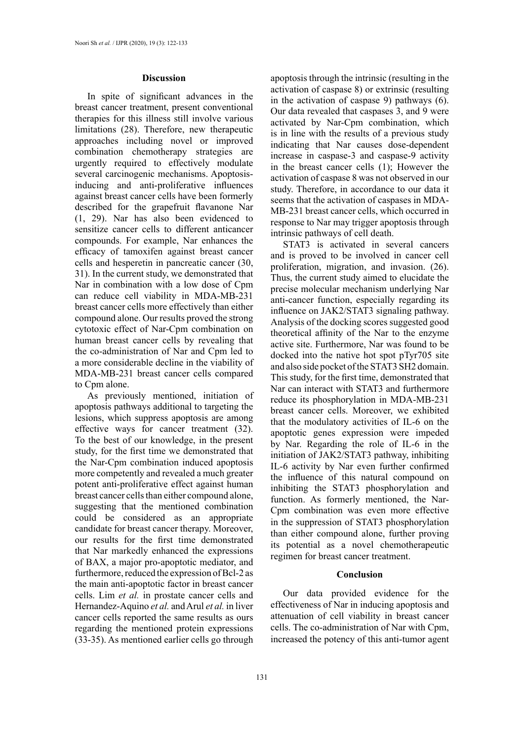## Discussion

In spite of significant advances in the breast cancer treatment, present conventional therapies for this illness still involve various limitations (28). Therefore, new therapeutic approaches including novel or improved combination chemotherapy strategies are urgently required to effectively modulate several carcinogenic mechanisms. Apoptosis-inducing and anti-proliferative influences against breast cancer cells have been formerly described for the grapefruit flavanone Nar (1, 29). Nar has also been evidenced to sensitize cancer cells to different anticancer compounds. For example, Nar enhances the efficacy of tamoxifen against breast cancer cells and hesperetin in pancreatic cancer (30, 31). In the current study, we demonstrated that Nar in combination with a low dose of Cpm can reduce cell viability in MDA-MB-231 breast cancer cells more effectively than either compound alone. Our results proved the strong cytotoxic effect of Nar-Cpm combination on human breast cancer cells by revealing that the co-administration of Nar and Cpm led to a more considerable decline in the viability of MDA-MB-231 breast cancer cells compared to Cpm alone.

As previously mentioned, initiation of apoptosis pathways additional to targeting the lesions, which suppress apoptosis are among effective ways for cancer treatment (32). To the best of our knowledge, in the present study, for the first time we demonstrated that the Nar-Cpm combination induced apoptosis more competently and revealed a much greater potent anti-proliferative effect against human breast cancer cells than either compound alone, suggesting that the mentioned combination could be considered as an appropriate candidate for breast cancer therapy. Moreover, our results for the first time demonstrated that Nar markedly enhanced the expressions of BAX, a major pro-apoptotic mediator, and furthermore, reduced the expression of Bcl-2 as the main anti-apoptotic factor in breast cancer cells. Lim *et al.* in prostate cancer cells and Hernandez-Aquino *et al.* and Arul *et al.* in liver cancer cells reported the same results as ours regarding the mentioned protein expressions (33-35). As mentioned earlier cells go through apoptosis through the intrinsic (resulting in the activation of caspase 8) or extrinsic (resulting in the activation of caspase 9) pathways (6). Our data revealed that caspases 3, and 9 were activated by Nar-Cpm combination, which is in line with the results of a previous study indicating that Nar causes dose-dependent increase in caspase-3 and caspase-9 activity in the breast cancer cells (1); However the activation of caspase 8 was not observed in our study. Therefore, in accordance to our data it seems that the activation of caspases in MDA-MB-231 breast cancer cells, which occurred in response to Nar may trigger apoptosis through intrinsic pathways of cell death.

STAT3 is activated in several cancers and is proved to be involved in cancer cell proliferation, migration, and invasion. (26). Thus, the current study aimed to elucidate the precise molecular mechanism underlying Nar anti-cancer function, especially regarding its influence on JAK2/STAT3 signaling pathway. Analysis of the docking scores suggested good theoretical affinity of the Nar to the enzyme active site. Furthermore, Nar was found to be docked into the native hot spot pTyr705 site and also side pocket of the STAT3 SH2 domain. This study, for the first time, demonstrated that Nar can interact with STAT3 and furthermore reduce its phosphorylation in MDA-MB-231 breast cancer cells. Moreover, we exhibited that the modulatory activities of IL-6 on the apoptotic genes expression were impeded by Nar. Regarding the role of IL-6 in the initiation of JAK2/STAT3 pathway, inhibiting IL-6 activity by Nar even further confirmed the influence of this natural compound on inhibiting the STAT3 phosphorylation and function. As formerly mentioned, the Nar-Cpm combination was even more effective in the suppression of STAT3 phosphorylation than either compound alone, further proving its potential as a novel chemotherapeutic regimen for breast cancer treatment.

## Conclusion

Our data provided evidence for the effectiveness of Nar in inducing apoptosis and attenuation of cell viability in breast cancer cells. The co-administration of Nar with Cpm, increased the potency of this anti-tumor agent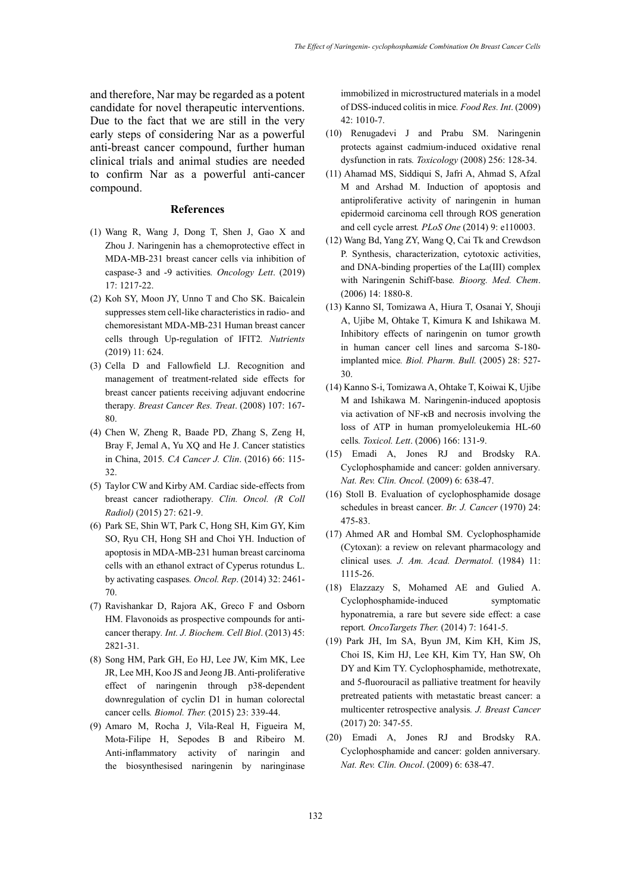and therefore, Nar may be regarded as a potent candidate for novel therapeutic interventions. Due to the fact that we are still in the very early steps of considering Nar as a powerful anti-breast cancer compound, further human clinical trials and animal studies are needed to confirm Nar as a powerful anti-cancer compound.

## References

(1) Wang R, Wang J, Dong T, Shen J, Gao X and Zhou J. Naringenin has a chemoprotective effect in MDA-MB-231 breast cancer cells via inhibition of caspase-3 and -9 activities. *Oncology Lett*. (2019) 17: 1217-22.

(2) Koh SY, Moon JY, Unno T and Cho SK. Baicalein suppresses stem cell-like characteristics in radio- and chemoresistant MDA-MB-231 Human breast cancer cells through Up-regulation of IFIT2. *Nutrients* (2019) 11: 624.

(3) Cella D and Fallowfield LJ. Recognition and management of treatment-related side effects for breast cancer patients receiving adjuvant endocrine therapy. *Breast Cancer Res. Treat*. (2008) 107: 167-80.

(4) Chen W, Zheng R, Baade PD, Zhang S, Zeng H, Bray F, Jemal A, Yu XQ and He J. Cancer statistics in China, 2015. *CA Cancer J. Clin*. (2016) 66: 115-32.

(5) Taylor CW and Kirby AM. Cardiac side-effects from breast cancer radiotherapy. *Clin. Oncol. (R Coll Radiol)* (2015) 27: 621-9.

(6) Park SE, Shin WT, Park C, Hong SH, Kim GY, Kim SO, Ryu CH, Hong SH and Choi YH. Induction of apoptosis in MDA-MB-231 human breast carcinoma cells with an ethanol extract of Cyperus rotundus L. by activating caspases. *Oncol. Rep*. (2014) 32: 2461-70.

(7) Ravishankar D, Rajora AK, Greco F and Osborn HM. Flavonoids as prospective compounds for anti-cancer therapy. *Int. J. Biochem. Cell Biol*. (2013) 45: 2821-31.

(8) Song HM, Park GH, Eo HJ, Lee JW, Kim MK, Lee JR, Lee MH, Koo JS and Jeong JB. Anti-proliferative effect of naringenin through p38-dependent downregulation of cyclin D1 in human colorectal cancer cells. *Biomol. Ther.* (2015) 23: 339-44.

(9) Amaro M, Rocha J, Vila-Real H, Figueira M, Mota-Filipe H, Sepodes B and Ribeiro M. Anti-inflammatory activity of naringin and the biosynthesised naringenin by naringinase immobilized in microstructured materials in a model of DSS-induced colitis in mice. *Food Res. Int*. (2009) 42: 1010-7.

(10) Renugadevi J and Prabu SM. Naringenin protects against cadmium-induced oxidative renal dysfunction in rats. *Toxicology* (2008) 256: 128-34.

(11) Ahamad MS, Siddiqui S, Jafri A, Ahmad S, Afzal M and Arshad M. Induction of apoptosis and antiproliferative activity of naringenin in human epidermoid carcinoma cell through ROS generation and cell cycle arrest. *PLoS One* (2014) 9: e110003.

(12) Wang Bd, Yang ZY, Wang Q, Cai Tk and Crewdson P. Synthesis, characterization, cytotoxic activities, and DNA-binding properties of the La(III) complex with Naringenin Schiff-base. *Bioorg. Med. Chem*. (2006) 14: 1880-8.

(13) Kanno SI, Tomizawa A, Hiura T, Osanai Y, Shouji A, Ujibe M, Ohtake T, Kimura K and Ishikawa M. Inhibitory effects of naringenin on tumor growth in human cancer cell lines and sarcoma S-180-implanted mice. *Biol. Pharm. Bull.* (2005) 28: 527-30.

(14) Kanno S-i, Tomizawa A, Ohtake T, Koiwai K, Ujibe M and Ishikawa M. Naringenin-induced apoptosis via activation of NF-κB and necrosis involving the loss of ATP in human promyeloleukemia HL-60 cells. *Toxicol. Lett*. (2006) 166: 131-9.

(15) Emadi A, Jones RJ and Brodsky RA. Cyclophosphamide and cancer: golden anniversary. *Nat. Rev. Clin. Oncol.* (2009) 6: 638-47.

(16) Stoll B. Evaluation of cyclophosphamide dosage schedules in breast cancer. *Br. J. Cancer* (1970) 24: 475-83.

(17) Ahmed AR and Hombal SM. Cyclophosphamide (Cytoxan): a review on relevant pharmacology and clinical uses. *J. Am. Acad. Dermatol.* (1984) 11: 1115-26.

(18) Elazzazy S, Mohamed AE and Gulied A. Cyclophosphamide-induced symptomatic hyponatremia, a rare but severe side effect: a case report. *OncoTargets Ther.* (2014) 7: 1641-5.

(19) Park JH, Im SA, Byun JM, Kim KH, Kim JS, Choi IS, Kim HJ, Lee KH, Kim TY, Han SW, Oh DY and Kim TY. Cyclophosphamide, methotrexate, and 5-fluorouracil as palliative treatment for heavily pretreated patients with metastatic breast cancer: a multicenter retrospective analysis. *J. Breast Cancer* (2017) 20: 347-55.

(20) Emadi A, Jones RJ and Brodsky RA. Cyclophosphamide and cancer: golden anniversary. *Nat. Rev. Clin. Oncol*. (2009) 6: 638-47.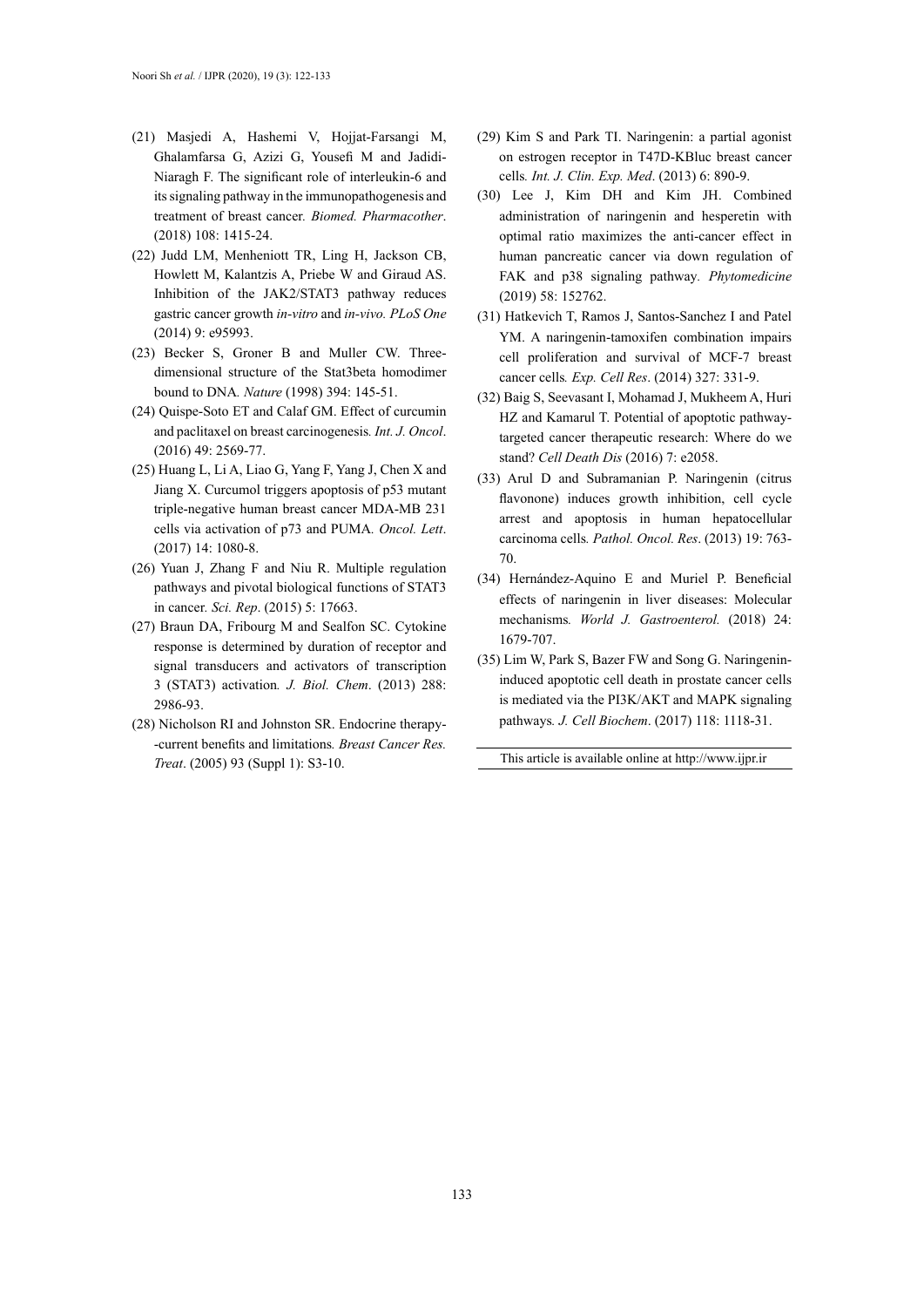(21) Masjedi A, Hashemi V, Hojjat-Farsangi M, Ghalamfarsa G, Azizi G, Yousefi M and Jadidi-Niaragh F. The significant role of interleukin-6 and its signaling pathway in the immunopathogenesis and treatment of breast cancer. *Biomed. Pharmacother*. (2018) 108: 1415-24.

(22) Judd LM, Menheniott TR, Ling H, Jackson CB, Howlett M, Kalantzis A, Priebe W and Giraud AS. Inhibition of the JAK2/STAT3 pathway reduces gastric cancer growth *in-vitro* and *in-vivo*. *PLoS One* (2014) 9: e95993.

(23) Becker S, Groner B and Muller CW. Three-dimensional structure of the Stat3beta homodimer bound to DNA. *Nature* (1998) 394: 145-51.

(24) Quispe-Soto ET and Calaf GM. Effect of curcumin and paclitaxel on breast carcinogenesis. *Int. J. Oncol*. (2016) 49: 2569-77.

(25) Huang L, Li A, Liao G, Yang F, Yang J, Chen X and Jiang X. Curcumol triggers apoptosis of p53 mutant triple-negative human breast cancer MDA-MB 231 cells via activation of p73 and PUMA. *Oncol. Lett*. (2017) 14: 1080-8.

(26) Yuan J, Zhang F and Niu R. Multiple regulation pathways and pivotal biological functions of STAT3 in cancer. *Sci. Rep*. (2015) 5: 17663.

(27) Braun DA, Fribourg M and Sealfon SC. Cytokine response is determined by duration of receptor and signal transducers and activators of transcription 3 (STAT3) activation. *J. Biol. Chem*. (2013) 288: 2986-93.

(28) Nicholson RI and Johnston SR. Endocrine therapy--current benefits and limitations. *Breast Cancer Res. Treat*. (2005) 93 (Suppl 1): S3-10.

(29) Kim S and Park TI. Naringenin: a partial agonist on estrogen receptor in T47D-KBluc breast cancer cells. *Int. J. Clin. Exp. Med*. (2013) 6: 890-9.

(30) Lee J, Kim DH and Kim JH. Combined administration of naringenin and hesperetin with optimal ratio maximizes the anti-cancer effect in human pancreatic cancer via down regulation of FAK and p38 signaling pathway. *Phytomedicine* (2019) 58: 152762.

(31) Hatkevich T, Ramos J, Santos-Sanchez I and Patel YM. A naringenin-tamoxifen combination impairs cell proliferation and survival of MCF-7 breast cancer cells. *Exp. Cell Res*. (2014) 327: 331-9.

(32) Baig S, Seevasant I, Mohamad J, Mukheem A, Huri HZ and Kamarul T. Potential of apoptotic pathway-targeted cancer therapeutic research: Where do we stand? *Cell Death Dis* (2016) 7: e2058.

(33) Arul D and Subramanian P. Naringenin (citrus flavonone) induces growth inhibition, cell cycle arrest and apoptosis in human hepatocellular carcinoma cells. *Pathol. Oncol. Res*. (2013) 19: 763-70.

(34) Hernández-Aquino E and Muriel P. Beneficial effects of naringenin in liver diseases: Molecular mechanisms. *World J. Gastroenterol.* (2018) 24: 1679-707.

(35) Lim W, Park S, Bazer FW and Song G. Naringenin-induced apoptotic cell death in prostate cancer cells is mediated via the PI3K/AKT and MAPK signaling pathways. *J. Cell Biochem*. (2017) 118: 1118-31.

This article is available online at http://www.ijpr.ir